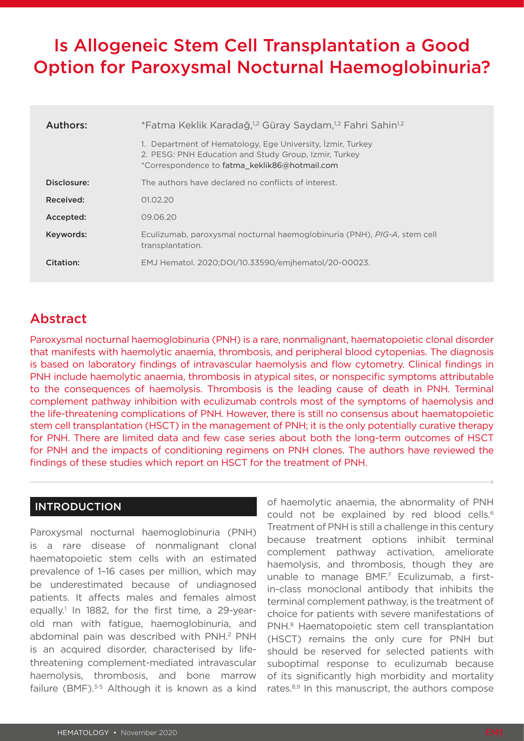# Is Allogeneic Stem Cell Transplantation a Good Option for Paroxysmal Nocturnal Haemoglobinuria?

| | |
|---|---|
| **Authors:** | *Fatma Keklik Karadağ,[1,2] Güray Saydam,[1,2] Fahri Sahin[1,2] <br> 1. Department of Hematology, Ege University, İzmir, Turkey <br> 2. PESG: PNH Education and Study Group, Izmir, Turkey <br> *Correspondence to fatma_keklik86@hotmail.com |
| **Disclosure:** | The authors have declared no conflicts of interest. |
| **Received:** | 01.02.20 |
| **Accepted:** | 09.06.20 |
| **Keywords:** | Eculizumab, paroxysmal nocturnal haemoglobinuria (PNH), *PIG-A*, stem cell transplantation. |
| **Citation:** | EMJ Hematol. 2020;DOI/10.33590/emjhematol/20-00023. |

## Abstract

Paroxysmal nocturnal haemoglobinuria (PNH) is a rare, nonmalignant, haematopoietic clonal disorder that manifests with haemolytic anaemia, thrombosis, and peripheral blood cytopenias. The diagnosis is based on laboratory findings of intravascular haemolysis and flow cytometry. Clinical findings in PNH include haemolytic anaemia, thrombosis in atypical sites, or nonspecific symptoms attributable to the consequences of haemolysis. Thrombosis is the leading cause of death in PNH. Terminal complement pathway inhibition with eculizumab controls most of the symptoms of haemolysis and the life-threatening complications of PNH. However, there is still no consensus about haematopoietic stem cell transplantation (HSCT) in the management of PNH; it is the only potentially curative therapy for PNH. There are limited data and few case series about both the long-term outcomes of HSCT for PNH and the impacts of conditioning regimens on PNH clones. The authors have reviewed the findings of these studies which report on HSCT for the treatment of PNH.

## INTRODUCTION

Paroxysmal nocturnal haemoglobinuria (PNH) is a rare disease of nonmalignant clonal haematopoietic stem cells with an estimated prevalence of 1–16 cases per million, which may be underestimated because of undiagnosed patients. It affects males and females almost equally.[1] In 1882, for the first time, a 29-year-old man with fatigue, haemoglobinuria, and abdominal pain was described with PNH.[2] PNH is an acquired disorder, characterised by life-threatening complement-mediated intravascular haemolysis, thrombosis, and bone marrow failure (BMF).[3-5] Although it is known as a kind of haemolytic anaemia, the abnormality of PNH could not be explained by red blood cells.[6] Treatment of PNH is still a challenge in this century because treatment options inhibit terminal complement pathway activation, ameliorate haemolysis, and thrombosis, though they are unable to manage BMF.[7] Eculizumab, a first-in-class monoclonal antibody that inhibits the terminal complement pathway, is the treatment of choice for patients with severe manifestations of PNH.[8] Haematopoietic stem cell transplantation (HSCT) remains the only cure for PNH but should be reserved for selected patients with suboptimal response to eculizumab because of its significantly high morbidity and mortality rates.[8,9] In this manuscript, the authors compose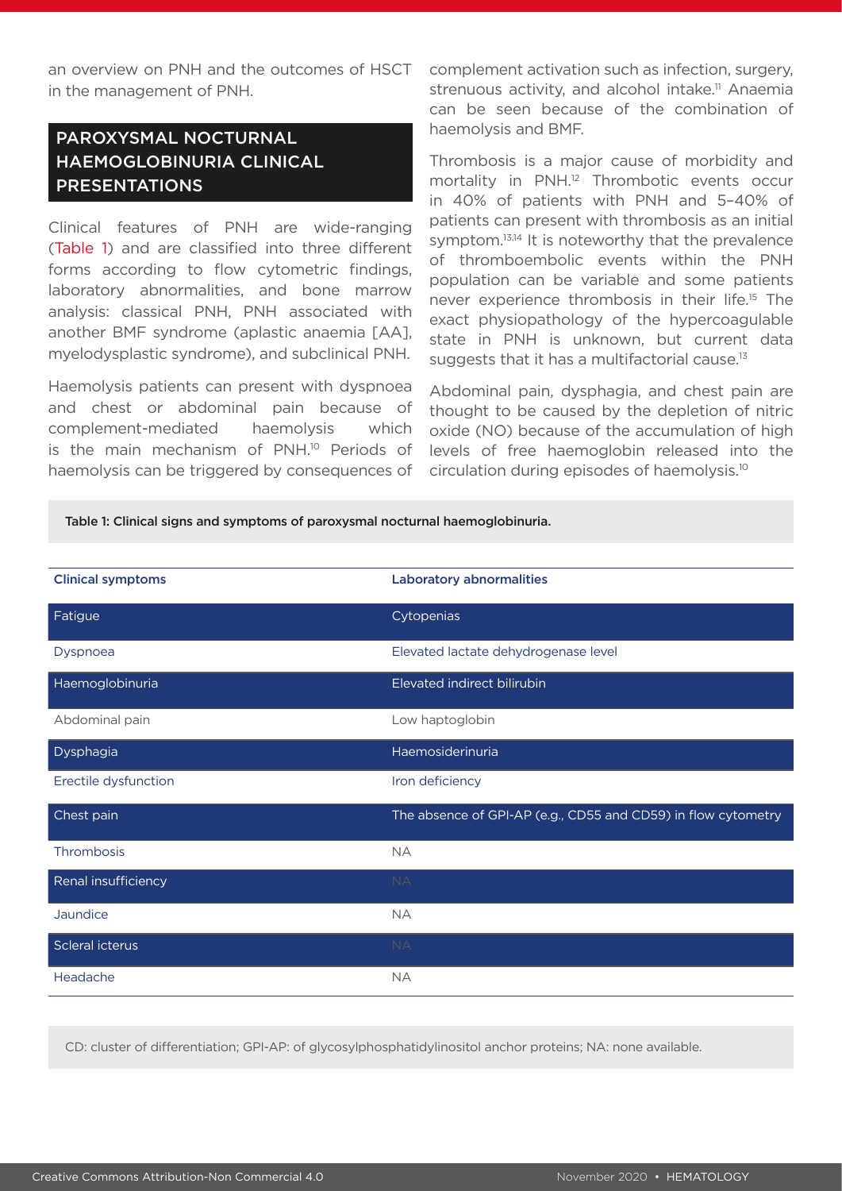an overview on PNH and the outcomes of HSCT in the management of PNH.

## PAROXYSMAL NOCTURNAL HAEMOGLOBINURIA CLINICAL PRESENTATIONS

Clinical features of PNH are wide-ranging (Table 1) and are classified into three different forms according to flow cytometric findings, laboratory abnormalities, and bone marrow analysis: classical PNH, PNH associated with another BMF syndrome (aplastic anaemia [AA], myelodysplastic syndrome), and subclinical PNH.

Haemolysis patients can present with dyspnoea and chest or abdominal pain because of complement-mediated haemolysis which is the main mechanism of PNH.[10] Periods of haemolysis can be triggered by consequences of complement activation such as infection, surgery, strenuous activity, and alcohol intake.[11] Anaemia can be seen because of the combination of haemolysis and BMF.

Thrombosis is a major cause of morbidity and mortality in PNH.[12] Thrombotic events occur in 40% of patients with PNH and 5–40% of patients can present with thrombosis as an initial symptom.[13,14] It is noteworthy that the prevalence of thromboembolic events within the PNH population can be variable and some patients never experience thrombosis in their life.[15] The exact physiopathology of the hypercoagulable state in PNH is unknown, but current data suggests that it has a multifactorial cause.[13]

Abdominal pain, dysphagia, and chest pain are thought to be caused by the depletion of nitric oxide (NO) because of the accumulation of high levels of free haemoglobin released into the circulation during episodes of haemolysis.[10]

**Table 1: Clinical signs and symptoms of paroxysmal nocturnal haemoglobinuria.**

| Clinical symptoms | Laboratory abnormalities |
|---|---|
| Fatigue | Cytopenias |
| Dyspnoea | Elevated lactate dehydrogenase level |
| Haemoglobinuria | Elevated indirect bilirubin |
| Abdominal pain | Low haptoglobin |
| Dysphagia | Haemosiderinuria |
| Erectile dysfunction | Iron deficiency |
| Chest pain | The absence of GPI-AP (e.g., CD55 and CD59) in flow cytometry |
| Thrombosis | NA |
| Renal insufficiency | NA |
| Jaundice | NA |
| Scleral icterus | NA |
| Headache | NA |

CD: cluster of differentiation; GPI-AP: of glycosylphosphatidylinositol anchor proteins; NA: none available.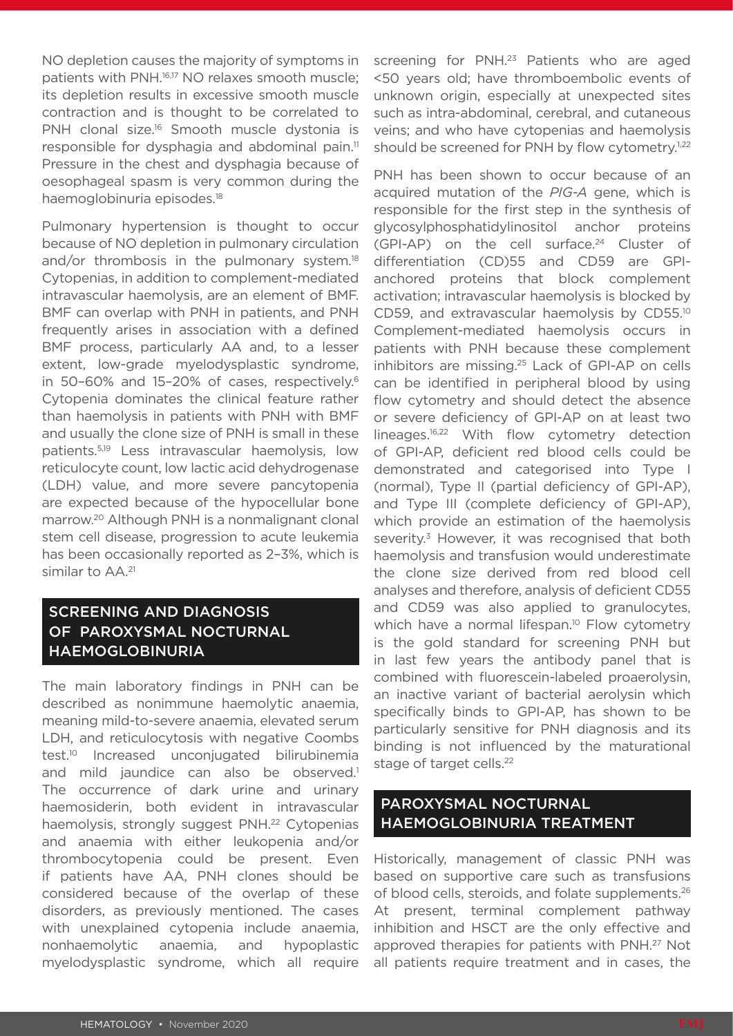NO depletion causes the majority of symptoms in patients with PNH.[16,17] NO relaxes smooth muscle; its depletion results in excessive smooth muscle contraction and is thought to be correlated to PNH clonal size.[16] Smooth muscle dystonia is responsible for dysphagia and abdominal pain.[11] Pressure in the chest and dysphagia because of oesophageal spasm is very common during the haemoglobinuria episodes.[18]

Pulmonary hypertension is thought to occur because of NO depletion in pulmonary circulation and/or thrombosis in the pulmonary system.[18] Cytopenias, in addition to complement-mediated intravascular haemolysis, are an element of BMF. BMF can overlap with PNH in patients, and PNH frequently arises in association with a defined BMF process, particularly AA and, to a lesser extent, low-grade myelodysplastic syndrome, in 50–60% and 15–20% of cases, respectively.[6] Cytopenia dominates the clinical feature rather than haemolysis in patients with PNH with BMF and usually the clone size of PNH is small in these patients.[5,19] Less intravascular haemolysis, low reticulocyte count, low lactic acid dehydrogenase (LDH) value, and more severe pancytopenia are expected because of the hypocellular bone marrow.[20] Although PNH is a nonmalignant clonal stem cell disease, progression to acute leukemia has been occasionally reported as 2–3%, which is similar to AA.[21]

## SCREENING AND DIAGNOSIS OF PAROXYSMAL NOCTURNAL HAEMOGLOBINURIA

The main laboratory findings in PNH can be described as nonimmune haemolytic anaemia, meaning mild-to-severe anaemia, elevated serum LDH, and reticulocytosis with negative Coombs test.[10] Increased unconjugated bilirubinemia and mild jaundice can also be observed.[1] The occurrence of dark urine and urinary haemosiderin, both evident in intravascular haemolysis, strongly suggest PNH.[22] Cytopenias and anaemia with either leukopenia and/or thrombocytopenia could be present. Even if patients have AA, PNH clones should be considered because of the overlap of these disorders, as previously mentioned. The cases with unexplained cytopenia include anaemia, nonhaemolytic anaemia, and hypoplastic myelodysplastic syndrome, which all require screening for PNH.[23] Patients who are aged <50 years old; have thromboembolic events of unknown origin, especially at unexpected sites such as intra-abdominal, cerebral, and cutaneous veins; and who have cytopenias and haemolysis should be screened for PNH by flow cytometry.[1,22]

PNH has been shown to occur because of an acquired mutation of the *PIG-A* gene, which is responsible for the first step in the synthesis of glycosylphosphatidylinositol anchor proteins (GPI-AP) on the cell surface.[24] Cluster of differentiation (CD)55 and CD59 are GPI-anchored proteins that block complement activation; intravascular haemolysis is blocked by CD59, and extravascular haemolysis by CD55.[10] Complement-mediated haemolysis occurs in patients with PNH because these complement inhibitors are missing.[25] Lack of GPI-AP on cells can be identified in peripheral blood by using flow cytometry and should detect the absence or severe deficiency of GPI-AP on at least two lineages.[16,22] With flow cytometry detection of GPI-AP, deficient red blood cells could be demonstrated and categorised into Type I (normal), Type II (partial deficiency of GPI-AP), and Type III (complete deficiency of GPI-AP), which provide an estimation of the haemolysis severity.[3] However, it was recognised that both haemolysis and transfusion would underestimate the clone size derived from red blood cell analyses and therefore, analysis of deficient CD55 and CD59 was also applied to granulocytes, which have a normal lifespan.[10] Flow cytometry is the gold standard for screening PNH but in last few years the antibody panel that is combined with fluorescein-labeled proaerolysin, an inactive variant of bacterial aerolysin which specifically binds to GPI-AP, has shown to be particularly sensitive for PNH diagnosis and its binding is not influenced by the maturational stage of target cells.[22]

## PAROXYSMAL NOCTURNAL HAEMOGLOBINURIA TREATMENT

Historically, management of classic PNH was based on supportive care such as transfusions of blood cells, steroids, and folate supplements.[26] At present, terminal complement pathway inhibition and HSCT are the only effective and approved therapies for patients with PNH.[27] Not all patients require treatment and in cases, the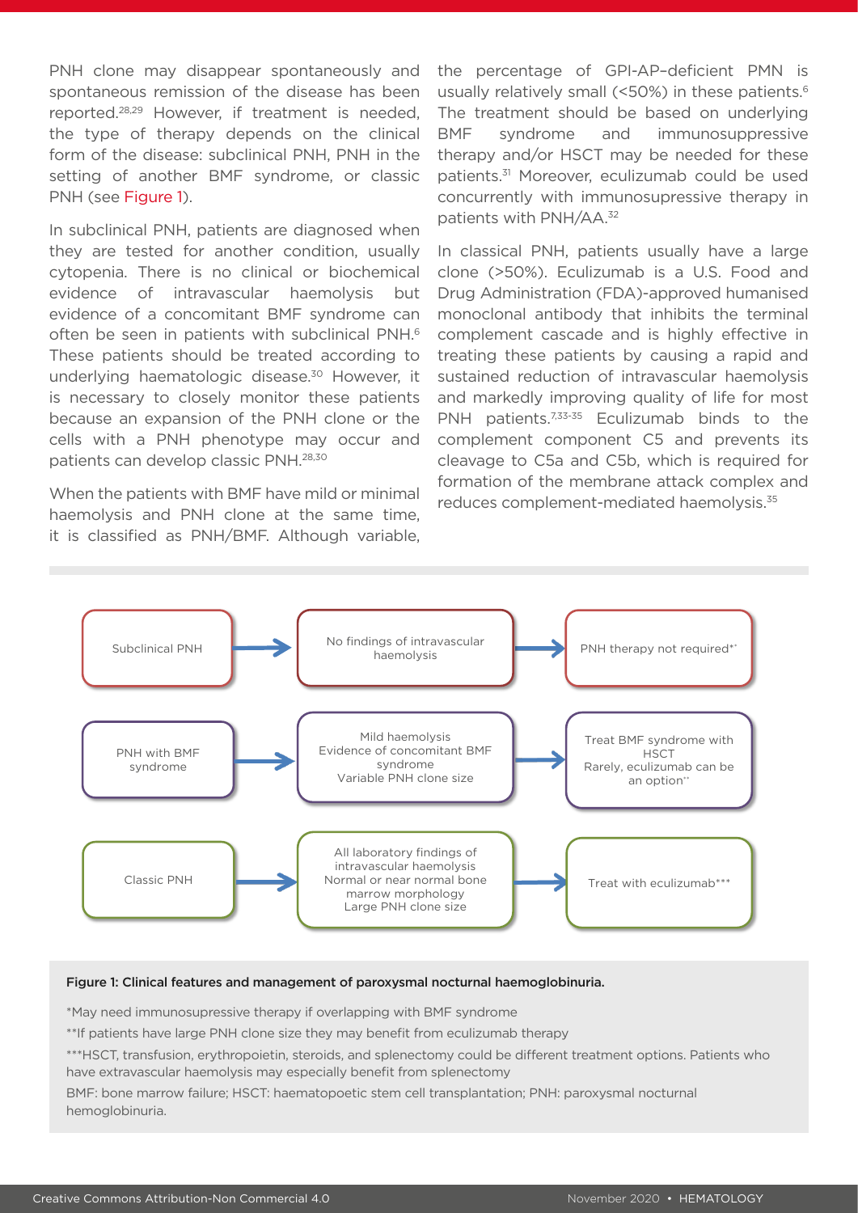PNH clone may disappear spontaneously and spontaneous remission of the disease has been reported.[28,29] However, if treatment is needed, the type of therapy depends on the clinical form of the disease: subclinical PNH, PNH in the setting of another BMF syndrome, or classic PNH (see Figure 1).

In subclinical PNH, patients are diagnosed when they are tested for another condition, usually cytopenia. There is no clinical or biochemical evidence of intravascular haemolysis but evidence of a concomitant BMF syndrome can often be seen in patients with subclinical PNH.[6] These patients should be treated according to underlying haematologic disease.[30] However, it is necessary to closely monitor these patients because an expansion of the PNH clone or the cells with a PNH phenotype may occur and patients can develop classic PNH.[28,30]

When the patients with BMF have mild or minimal haemolysis and PNH clone at the same time, it is classified as PNH/BMF. Although variable, the percentage of GPI-AP–deficient PMN is usually relatively small (<50%) in these patients.[6] The treatment should be based on underlying BMF syndrome and immunosuppressive therapy and/or HSCT may be needed for these patients.[31] Moreover, eculizumab could be used concurrently with immunosupressive therapy in patients with PNH/AA.[32]

In classical PNH, patients usually have a large clone (>50%). Eculizumab is a U.S. Food and Drug Administration (FDA)-approved humanised monoclonal antibody that inhibits the terminal complement cascade and is highly effective in treating these patients by causing a rapid and sustained reduction of intravascular haemolysis and markedly improving quality of life for most PNH patients.[7,33-35] Eculizumab binds to the complement component C5 and prevents its cleavage to C5a and C5b, which is required for formation of the membrane attack complex and reduces complement-mediated haemolysis.[35]

| Clinical form | Findings | Management |
|---|---|---|
| Subclinical PNH | No findings of intravascular haemolysis | PNH therapy not required*,** |
| PNH with BMF syndrome | Mild haemolysis<br>Evidence of concomitant BMF syndrome<br>Variable PNH clone size | Treat BMF syndrome with HSCT<br>Rarely, eculizumab can be an option** |
| Classic PNH | All laboratory findings of intravascular haemolysis<br>Normal or near normal bone marrow morphology<br>Large PNH clone size | Treat with eculizumab*** |

**Figure 1: Clinical features and management of paroxysmal nocturnal haemoglobinuria.**

*May need immunosupressive therapy if overlapping with BMF syndrome

**If patients have large PNH clone size they may benefit from eculizumab therapy

***HSCT, transfusion, erythropoietin, steroids, and splenectomy could be different treatment options. Patients who have extravascular haemolysis may especially benefit from splenectomy

BMF: bone marrow failure; HSCT: haematopoetic stem cell transplantation; PNH: paroxysmal nocturnal hemoglobinuria.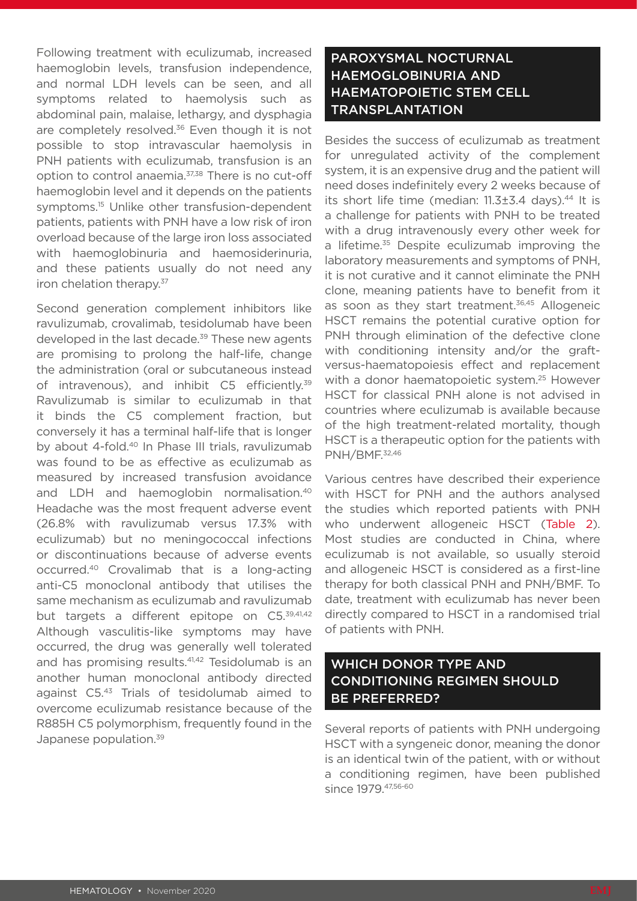Following treatment with eculizumab, increased haemoglobin levels, transfusion independence, and normal LDH levels can be seen, and all symptoms related to haemolysis such as abdominal pain, malaise, lethargy, and dysphagia are completely resolved.[36] Even though it is not possible to stop intravascular haemolysis in PNH patients with eculizumab, transfusion is an option to control anaemia.[37,38] There is no cut-off haemoglobin level and it depends on the patients symptoms.[15] Unlike other transfusion-dependent patients, patients with PNH have a low risk of iron overload because of the large iron loss associated with haemoglobinuria and haemosiderinuria, and these patients usually do not need any iron chelation therapy.[37]

Second generation complement inhibitors like ravulizumab, crovalimab, tesidolumab have been developed in the last decade.[39] These new agents are promising to prolong the half-life, change the administration (oral or subcutaneous instead of intravenous), and inhibit C5 efficiently.[39] Ravulizumab is similar to eculizumab in that it binds the C5 complement fraction, but conversely it has a terminal half-life that is longer by about 4-fold.[40] In Phase III trials, ravulizumab was found to be as effective as eculizumab as measured by increased transfusion avoidance and LDH and haemoglobin normalisation.[40] Headache was the most frequent adverse event (26.8% with ravulizumab versus 17.3% with eculizumab) but no meningococcal infections or discontinuations because of adverse events occurred.[40] Crovalimab that is a long-acting anti-C5 monoclonal antibody that utilises the same mechanism as eculizumab and ravulizumab but targets a different epitope on C5.[39,41,42] Although vasculitis-like symptoms may have occurred, the drug was generally well tolerated and has promising results.[41,42] Tesidolumab is an another human monoclonal antibody directed against C5.[43] Trials of tesidolumab aimed to overcome eculizumab resistance because of the R885H C5 polymorphism, frequently found in the Japanese population.[39]

## PAROXYSMAL NOCTURNAL HAEMOGLOBINURIA AND HAEMATOPOIETIC STEM CELL TRANSPLANTATION

Besides the success of eculizumab as treatment for unregulated activity of the complement system, it is an expensive drug and the patient will need doses indefinitely every 2 weeks because of its short life time (median: 11.3±3.4 days).[44] It is a challenge for patients with PNH to be treated with a drug intravenously every other week for a lifetime.[35] Despite eculizumab improving the laboratory measurements and symptoms of PNH, it is not curative and it cannot eliminate the PNH clone, meaning patients have to benefit from it as soon as they start treatment.[36,45] Allogeneic HSCT remains the potential curative option for PNH through elimination of the defective clone with conditioning intensity and/or the graft-versus-haematopoiesis effect and replacement with a donor haematopoietic system.[25] However HSCT for classical PNH alone is not advised in countries where eculizumab is available because of the high treatment-related mortality, though HSCT is a therapeutic option for the patients with PNH/BMF.[32,46]

Various centres have described their experience with HSCT for PNH and the authors analysed the studies which reported patients with PNH who underwent allogeneic HSCT (Table 2). Most studies are conducted in China, where eculizumab is not available, so usually steroid and allogeneic HSCT is considered as a first-line therapy for both classical PNH and PNH/BMF. To date, treatment with eculizumab has never been directly compared to HSCT in a randomised trial of patients with PNH.

## WHICH DONOR TYPE AND CONDITIONING REGIMEN SHOULD BE PREFERRED?

Several reports of patients with PNH undergoing HSCT with a syngeneic donor, meaning the donor is an identical twin of the patient, with or without a conditioning regimen, have been published since 1979.[47,56-60]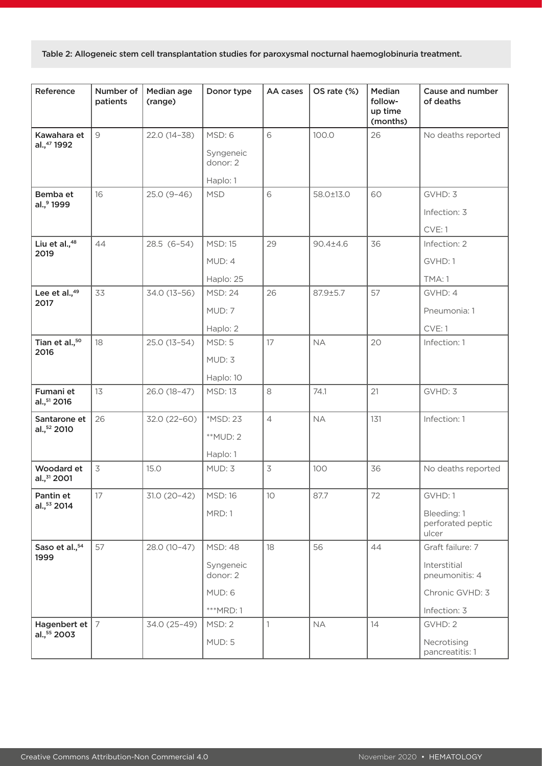Table 2: Allogeneic stem cell transplantation studies for paroxysmal nocturnal haemoglobinuria treatment.

| Reference | Number of patients | Median age (range) | Donor type | AA cases | OS rate (%) | Median follow-up time (months) | Cause and number of deaths |
|---|---|---|---|---|---|---|---|
| Kawahara et al.,[47] 1992 | 9 | 22.0 (14–38) | MSD: 6<br>Syngeneic donor: 2<br>Haplo: 1 | 6 | 100.0 | 26 | No deaths reported |
| Bemba et al.,[9] 1999 | 16 | 25.0 (9–46) | MSD | 6 | 58.0±13.0 | 60 | GVHD: 3<br>Infection: 3<br>CVE: 1 |
| Liu et al.,[48] 2019 | 44 | 28.5 (6–54) | MSD: 15<br>MUD: 4<br>Haplo: 25 | 29 | 90.4±4.6 | 36 | Infection: 2<br>GVHD: 1<br>TMA: 1 |
| Lee et al.,[49] 2017 | 33 | 34.0 (13–56) | MSD: 24<br>MUD: 7<br>Haplo: 2 | 26 | 87.9±5.7 | 57 | GVHD: 4<br>Pneumonia: 1<br>CVE: 1 |
| Tian et al.,[50] 2016 | 18 | 25.0 (13–54) | MSD: 5<br>MUD: 3<br>Haplo: 10 | 17 | NA | 20 | Infection: 1 |
| Fumani et al.,[51] 2016 | 13 | 26.0 (18–47) | MSD: 13 | 8 | 74.1 | 21 | GVHD: 3 |
| Santarone et al.,[52] 2010 | 26 | 32.0 (22–60) | *MSD: 23<br>**MUD: 2<br>Haplo: 1 | 4 | NA | 131 | Infection: 1 |
| Woodard et al.,[31] 2001 | 3 | 15.0 | MUD: 3 | 3 | 100 | 36 | No deaths reported |
| Pantin et al.,[53] 2014 | 17 | 31.0 (20–42) | MSD: 16<br>MRD: 1 | 10 | 87.7 | 72 | GVHD: 1<br>Bleeding: 1 perforated peptic ulcer |
| Saso et al.,[54] 1999 | 57 | 28.0 (10–47) | MSD: 48<br>Syngeneic donor: 2<br>MUD: 6<br>***MRD: 1 | 18 | 56 | 44 | Graft failure: 7<br>Interstitial pneumonitis: 4<br>Chronic GVHD: 3<br>Infection: 3 |
| Hagenbert et al.,[55] 2003 | 7 | 34.0 (25–49) | MSD: 2<br>MUD: 5 | 1 | NA | 14 | GVHD: 2<br>Necrotising pancreatitis: 1 |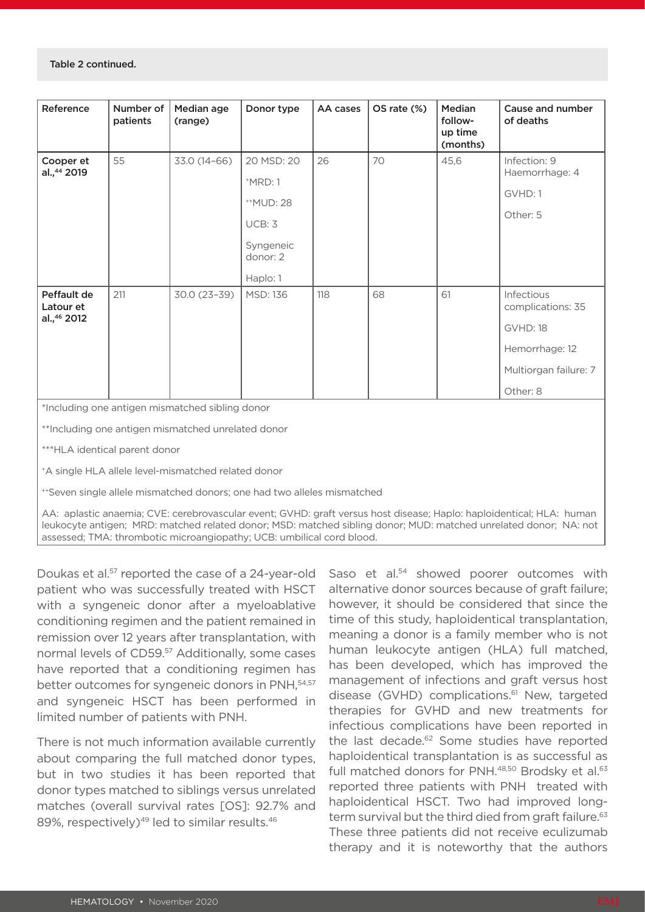Table 2 continued.

| Reference | Number of patients | Median age (range) | Donor type | AA cases | OS rate (%) | Median follow-up time (months) | Cause and number of deaths |
|---|---|---|---|---|---|---|---|
| **Cooper et al.,[44] 2019** | 55 | 33.0 (14–66) | 20 MSD: 20<br>+MRD: 1<br>++MUD: 28<br>UCB: 3<br>Syngeneic donor: 2<br>Haplo: 1 | 26 | 70 | 45,6 | Infection: 9<br>Haemorrhage: 4<br>GVHD: 1<br>Other: 5 |
| **Peffault de Latour et al.,[46] 2012** | 211 | 30.0 (23–39) | MSD: 136 | 118 | 68 | 61 | Infectious complications: 35<br>GVHD: 18<br>Hemorrhage: 12<br>Multiorgan failure: 7<br>Other: 8 |

*Including one antigen mismatched sibling donor

**Including one antigen mismatched unrelated donor

***HLA identical parent donor

+A single HLA allele level-mismatched related donor

++Seven single allele mismatched donors; one had two alleles mismatched

AA: aplastic anaemia; CVE: cerebrovascular event; GVHD: graft versus host disease; Haplo: haploidentical; HLA: human leukocyte antigen; MRD: matched related donor; MSD: matched sibling donor; MUD: matched unrelated donor; NA: not assessed; TMA: thrombotic microangiopathy; UCB: umbilical cord blood.

Doukas et al.[57] reported the case of a 24-year-old patient who was successfully treated with HSCT with a syngeneic donor after a myeloablative conditioning regimen and the patient remained in remission over 12 years after transplantation, with normal levels of CD59.[57] Additionally, some cases have reported that a conditioning regimen has better outcomes for syngeneic donors in PNH,[54,57] and syngeneic HSCT has been performed in limited number of patients with PNH.

There is not much information available currently about comparing the full matched donor types, but in two studies it has been reported that donor types matched to siblings versus unrelated matches (overall survival rates [OS]: 92.7% and 89%, respectively)[49] led to similar results.[46]

Saso et al.[54] showed poorer outcomes with alternative donor sources because of graft failure; however, it should be considered that since the time of this study, haploidentical transplantation, meaning a donor is a family member who is not human leukocyte antigen (HLA) full matched, has been developed, which has improved the management of infections and graft versus host disease (GVHD) complications.[61] New, targeted therapies for GVHD and new treatments for infectious complications have been reported in the last decade.[62] Some studies have reported haploidentical transplantation is as successful as full matched donors for PNH.[48,50] Brodsky et al.[63] reported three patients with PNH treated with haploidentical HSCT. Two had improved long-term survival but the third died from graft failure.[63] These three patients did not receive eculizumab therapy and it is noteworthy that the authors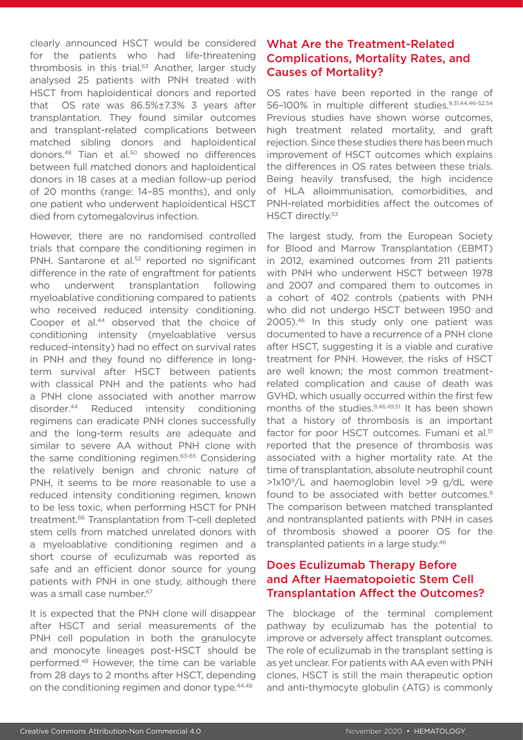clearly announced HSCT would be considered for the patients who had life-threatening thrombosis in this trial.[63] Another, larger study analysed 25 patients with PNH treated with HSCT from haploidentical donors and reported that OS rate was 86.5%±7.3% 3 years after transplantation. They found similar outcomes and transplant-related complications between matched sibling donors and haploidentical donors.[48] Tian et al.[50] showed no differences between full matched donors and haploidentical donors in 18 cases at a median follow-up period of 20 months (range: 14–85 months), and only one patient who underwent haploidentical HSCT died from cytomegalovirus infection.

However, there are no randomised controlled trials that compare the conditioning regimen in PNH. Santarone et al.[52] reported no significant difference in the rate of engraftment for patients who underwent transplantation following myeloablative conditioning compared to patients who received reduced intensity conditioning. Cooper et al.[44] observed that the choice of conditioning intensity (myeloablative versus reduced-intensity) had no effect on survival rates in PNH and they found no difference in long-term survival after HSCT between patients with classical PNH and the patients who had a PNH clone associated with another marrow disorder.[44] Reduced intensity conditioning regimens can eradicate PNH clones successfully and the long-term results are adequate and similar to severe AA without PNH clone with the same conditioning regimen.[63-65] Considering the relatively benign and chronic nature of PNH, it seems to be more reasonable to use a reduced intensity conditioning regimen, known to be less toxic, when performing HSCT for PNH treatment.[66] Transplantation from T-cell depleted stem cells from matched unrelated donors with a myeloablative conditioning regimen and a short course of eculizumab was reported as safe and an efficient donor source for young patients with PNH in one study, although there was a small case number.[67]

It is expected that the PNH clone will disappear after HSCT and serial measurements of the PNH cell population in both the granulocyte and monocyte lineages post-HSCT should be performed.[49] However, the time can be variable from 28 days to 2 months after HSCT, depending on the conditioning regimen and donor type.[44,49]

## What Are the Treatment-Related Complications, Mortality Rates, and Causes of Mortality?

OS rates have been reported in the range of 56–100% in multiple different studies.[9,31,44,46-52,54] Previous studies have shown worse outcomes, high treatment related mortality, and graft rejection. Since these studies there has been much improvement of HSCT outcomes which explains the differences in OS rates between these trials. Being heavily transfused, the high incidence of HLA alloimmunisation, comorbidities, and PNH-related morbidities affect the outcomes of HSCT directly.[53]

The largest study, from the European Society for Blood and Marrow Transplantation (EBMT) in 2012, examined outcomes from 211 patients with PNH who underwent HSCT between 1978 and 2007 and compared them to outcomes in a cohort of 402 controls (patients with PNH who did not undergo HSCT between 1950 and 2005).[46] In this study only one patient was documented to have a recurrence of a PNH clone after HSCT, suggesting it is a viable and curative treatment for PNH. However, the risks of HSCT are well known; the most common treatment-related complication and cause of death was GVHD, which usually occurred within the first few months of the studies.[9,46,49,51] It has been shown that a history of thrombosis is an important factor for poor HSCT outcomes. Fumani et al.[51] reported that the presence of thrombosis was associated with a higher mortality rate. At the time of transplantation, absolute neutrophil count $>1\times10^9$/L and haemoglobin level >9 g/dL were found to be associated with better outcomes.[9] The comparison between matched transplanted and nontransplanted patients with PNH in cases of thrombosis showed a poorer OS for the transplanted patients in a large study.[46]

## Does Eculizumab Therapy Before and After Haematopoietic Stem Cell Transplantation Affect the Outcomes?

The blockage of the terminal complement pathway by eculizumab has the potential to improve or adversely affect transplant outcomes. The role of eculizumab in the transplant setting is as yet unclear. For patients with AA even with PNH clones, HSCT is still the main therapeutic option and anti-thymocyte globulin (ATG) is commonly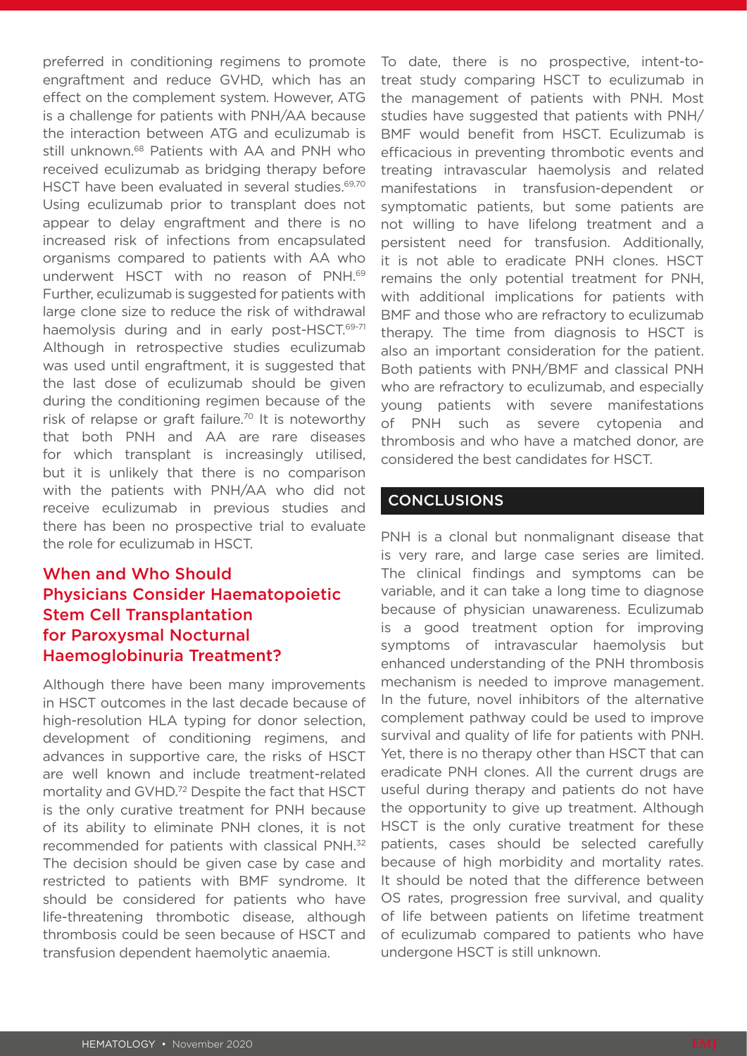preferred in conditioning regimens to promote engraftment and reduce GVHD, which has an effect on the complement system. However, ATG is a challenge for patients with PNH/AA because the interaction between ATG and eculizumab is still unknown.[68] Patients with AA and PNH who received eculizumab as bridging therapy before HSCT have been evaluated in several studies.[69,70] Using eculizumab prior to transplant does not appear to delay engraftment and there is no increased risk of infections from encapsulated organisms compared to patients with AA who underwent HSCT with no reason of PNH.[69] Further, eculizumab is suggested for patients with large clone size to reduce the risk of withdrawal haemolysis during and in early post-HSCT.[69-71] Although in retrospective studies eculizumab was used until engraftment, it is suggested that the last dose of eculizumab should be given during the conditioning regimen because of the risk of relapse or graft failure.[70] It is noteworthy that both PNH and AA are rare diseases for which transplant is increasingly utilised, but it is unlikely that there is no comparison with the patients with PNH/AA who did not receive eculizumab in previous studies and there has been no prospective trial to evaluate the role for eculizumab in HSCT.

## When and Who Should Physicians Consider Haematopoietic Stem Cell Transplantation for Paroxysmal Nocturnal Haemoglobinuria Treatment?

Although there have been many improvements in HSCT outcomes in the last decade because of high-resolution HLA typing for donor selection, development of conditioning regimens, and advances in supportive care, the risks of HSCT are well known and include treatment-related mortality and GVHD.[72] Despite the fact that HSCT is the only curative treatment for PNH because of its ability to eliminate PNH clones, it is not recommended for patients with classical PNH.[32] The decision should be given case by case and restricted to patients with BMF syndrome. It should be considered for patients who have life-threatening thrombotic disease, although thrombosis could be seen because of HSCT and transfusion dependent haemolytic anaemia.

To date, there is no prospective, intent-to-treat study comparing HSCT to eculizumab in the management of patients with PNH. Most studies have suggested that patients with PNH/BMF would benefit from HSCT. Eculizumab is efficacious in preventing thrombotic events and treating intravascular haemolysis and related manifestations in transfusion-dependent or symptomatic patients, but some patients are not willing to have lifelong treatment and a persistent need for transfusion. Additionally, it is not able to eradicate PNH clones. HSCT remains the only potential treatment for PNH, with additional implications for patients with BMF and those who are refractory to eculizumab therapy. The time from diagnosis to HSCT is also an important consideration for the patient. Both patients with PNH/BMF and classical PNH who are refractory to eculizumab, and especially young patients with severe manifestations of PNH such as severe cytopenia and thrombosis and who have a matched donor, are considered the best candidates for HSCT.

## CONCLUSIONS

PNH is a clonal but nonmalignant disease that is very rare, and large case series are limited. The clinical findings and symptoms can be variable, and it can take a long time to diagnose because of physician unawareness. Eculizumab is a good treatment option for improving symptoms of intravascular haemolysis but enhanced understanding of the PNH thrombosis mechanism is needed to improve management. In the future, novel inhibitors of the alternative complement pathway could be used to improve survival and quality of life for patients with PNH. Yet, there is no therapy other than HSCT that can eradicate PNH clones. All the current drugs are useful during therapy and patients do not have the opportunity to give up treatment. Although HSCT is the only curative treatment for these patients, cases should be selected carefully because of high morbidity and mortality rates. It should be noted that the difference between OS rates, progression free survival, and quality of life between patients on lifetime treatment of eculizumab compared to patients who have undergone HSCT is still unknown.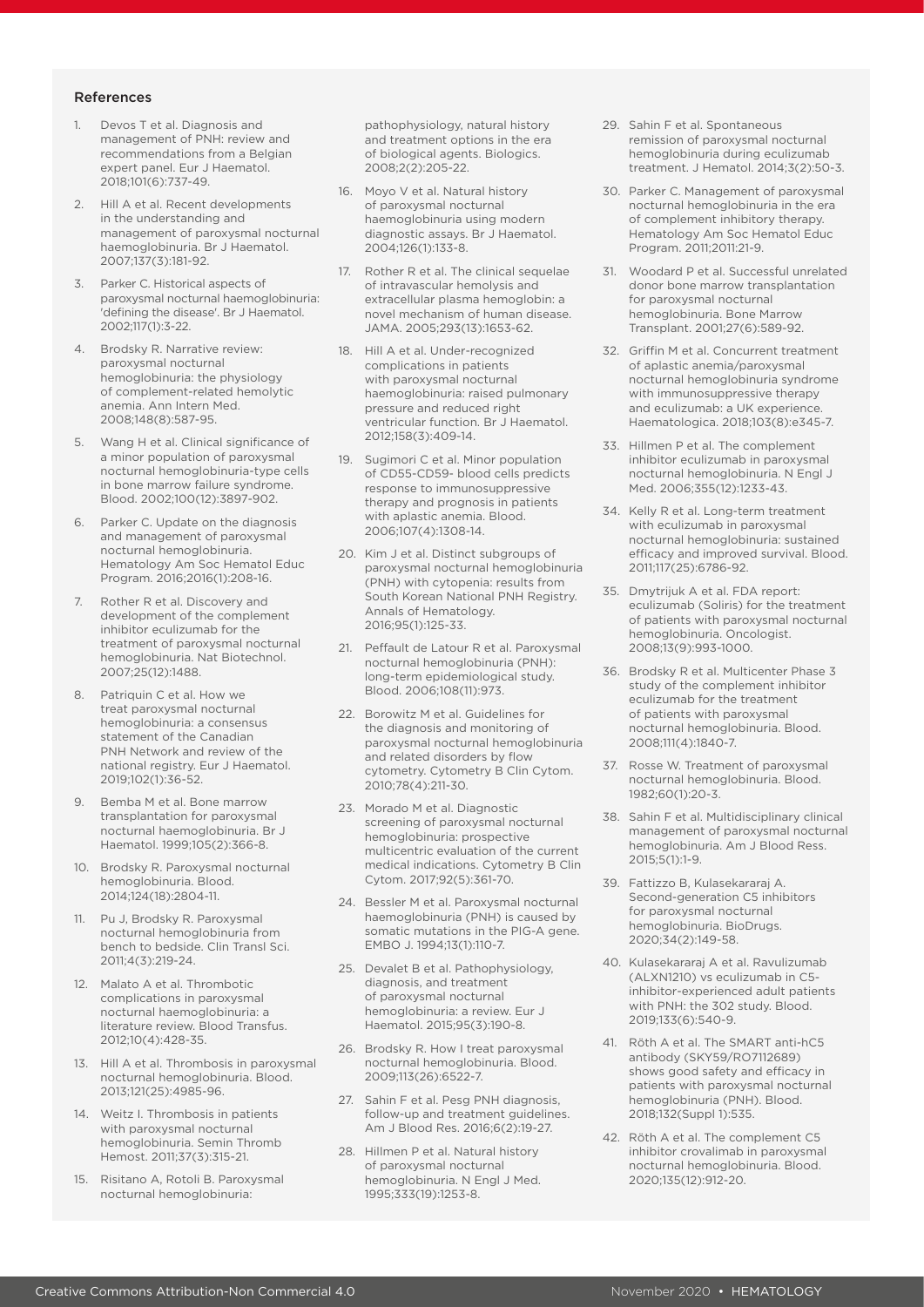## References

1. Devos T et al. Diagnosis and management of PNH: review and recommendations from a Belgian expert panel. Eur J Haematol. 2018;101(6):737-49.
2. Hill A et al. Recent developments in the understanding and management of paroxysmal nocturnal haemoglobinuria. Br J Haematol. 2007;137(3):181-92.
3. Parker C. Historical aspects of paroxysmal nocturnal haemoglobinuria: 'defining the disease'. Br J Haematol. 2002;117(1):3-22.
4. Brodsky R. Narrative review: paroxysmal nocturnal hemoglobinuria: the physiology of complement-related hemolytic anemia. Ann Intern Med. 2008;148(8):587-95.
5. Wang H et al. Clinical significance of a minor population of paroxysmal nocturnal hemoglobinuria-type cells in bone marrow failure syndrome. Blood. 2002;100(12):3897-902.
6. Parker C. Update on the diagnosis and management of paroxysmal nocturnal hemoglobinuria. Hematology Am Soc Hematol Educ Program. 2016;2016(1):208-16.
7. Rother R et al. Discovery and development of the complement inhibitor eculizumab for the treatment of paroxysmal nocturnal hemoglobinuria. Nat Biotechnol. 2007;25(12):1488.
8. Patriquin C et al. How we treat paroxysmal nocturnal hemoglobinuria: a consensus statement of the Canadian PNH Network and review of the national registry. Eur J Haematol. 2019;102(1):36-52.
9. Bemba M et al. Bone marrow transplantation for paroxysmal nocturnal haemoglobinuria. Br J Haematol. 1999;105(2):366-8.
10. Brodsky R. Paroxysmal nocturnal hemoglobinuria. Blood. 2014;124(18):2804-11.
11. Pu J, Brodsky R. Paroxysmal nocturnal hemoglobinuria from bench to bedside. Clin Transl Sci. 2011;4(3):219-24.
12. Malato A et al. Thrombotic complications in paroxysmal nocturnal haemoglobinuria: a literature review. Blood Transfus. 2012;10(4):428-35.
13. Hill A et al. Thrombosis in paroxysmal nocturnal hemoglobinuria. Blood. 2013;121(25):4985-96.
14. Weitz I. Thrombosis in patients with paroxysmal nocturnal hemoglobinuria. Semin Thromb Hemost. 2011;37(3):315-21.
15. Risitano A, Rotoli B. Paroxysmal nocturnal hemoglobinuria: pathophysiology, natural history and treatment options in the era of biological agents. Biologics. 2008;2(2):205-22.
16. Moyo V et al. Natural history of paroxysmal nocturnal haemoglobinuria using modern diagnostic assays. Br J Haematol. 2004;126(1):133-8.
17. Rother R et al. The clinical sequelae of intravascular hemolysis and extracellular plasma hemoglobin: a novel mechanism of human disease. JAMA. 2005;293(13):1653-62.
18. Hill A et al. Under-recognized complications in patients with paroxysmal nocturnal haemoglobinuria: raised pulmonary pressure and reduced right ventricular function. Br J Haematol. 2012;158(3):409-14.
19. Sugimori C et al. Minor population of CD55-CD59- blood cells predicts response to immunosuppressive therapy and prognosis in patients with aplastic anemia. Blood. 2006;107(4):1308-14.
20. Kim J et al. Distinct subgroups of paroxysmal nocturnal hemoglobinuria (PNH) with cytopenia: results from South Korean National PNH Registry. Annals of Hematology. 2016;95(1):125-33.
21. Peffault de Latour R et al. Paroxysmal nocturnal hemoglobinuria (PNH): long-term epidemiological study. Blood. 2006;108(11):973.
22. Borowitz M et al. Guidelines for the diagnosis and monitoring of paroxysmal nocturnal hemoglobinuria and related disorders by flow cytometry. Cytometry B Clin Cytom. 2010;78(4):211-30.
23. Morado M et al. Diagnostic screening of paroxysmal nocturnal hemoglobinuria: prospective multicentric evaluation of the current medical indications. Cytometry B Clin Cytom. 2017;92(5):361-70.
24. Bessler M et al. Paroxysmal nocturnal haemoglobinuria (PNH) is caused by somatic mutations in the PIG-A gene. EMBO J. 1994;13(1):110-7.
25. Devalet B et al. Pathophysiology, diagnosis, and treatment of paroxysmal nocturnal hemoglobinuria: a review. Eur J Haematol. 2015;95(3):190-8.
26. Brodsky R. How I treat paroxysmal nocturnal hemoglobinuria. Blood. 2009;113(26):6522-7.
27. Sahin F et al. Pesg PNH diagnosis, follow-up and treatment guidelines. Am J Blood Res. 2016;6(2):19-27.
28. Hillmen P et al. Natural history of paroxysmal nocturnal hemoglobinuria. N Engl J Med. 1995;333(19):1253-8.
29. Sahin F et al. Spontaneous remission of paroxysmal nocturnal hemoglobinuria during eculizumab treatment. J Hematol. 2014;3(2):50-3.
30. Parker C. Management of paroxysmal nocturnal hemoglobinuria in the era of complement inhibitory therapy. Hematology Am Soc Hematol Educ Program. 2011;2011:21-9.
31. Woodard P et al. Successful unrelated donor bone marrow transplantation for paroxysmal nocturnal hemoglobinuria. Bone Marrow Transplant. 2001;27(6):589-92.
32. Griffin M et al. Concurrent treatment of aplastic anemia/paroxysmal nocturnal hemoglobinuria syndrome with immunosuppressive therapy and eculizumab: a UK experience. Haematologica. 2018;103(8):e345-7.
33. Hillmen P et al. The complement inhibitor eculizumab in paroxysmal nocturnal hemoglobinuria. N Engl J Med. 2006;355(12):1233-43.
34. Kelly R et al. Long-term treatment with eculizumab in paroxysmal nocturnal hemoglobinuria: sustained efficacy and improved survival. Blood. 2011;117(25):6786-92.
35. Dmytrijuk A et al. FDA report: eculizumab (Soliris) for the treatment of patients with paroxysmal nocturnal hemoglobinuria. Oncologist. 2008;13(9):993-1000.
36. Brodsky R et al. Multicenter Phase 3 study of the complement inhibitor eculizumab for the treatment of patients with paroxysmal nocturnal hemoglobinuria. Blood. 2008;111(4):1840-7.
37. Rosse W. Treatment of paroxysmal nocturnal hemoglobinuria. Blood. 1982;60(1):20-3.
38. Sahin F et al. Multidisciplinary clinical management of paroxysmal nocturnal hemoglobinuria. Am J Blood Ress. 2015;5(1):1-9.
39. Fattizzo B, Kulasekararaj A. Second-generation C5 inhibitors for paroxysmal nocturnal hemoglobinuria. BioDrugs. 2020;34(2):149-58.
40. Kulasekararaj A et al. Ravulizumab (ALXN1210) vs eculizumab in C5-inhibitor-experienced adult patients with PNH: the 302 study. Blood. 2019;133(6):540-9.
41. Röth A et al. The SMART anti-hC5 antibody (SKY59/RO7112689) shows good safety and efficacy in patients with paroxysmal nocturnal hemoglobinuria (PNH). Blood. 2018;132(Suppl 1):535.
42. Röth A et al. The complement C5 inhibitor crovalimab in paroxysmal nocturnal hemoglobinuria. Blood. 2020;135(12):912-20.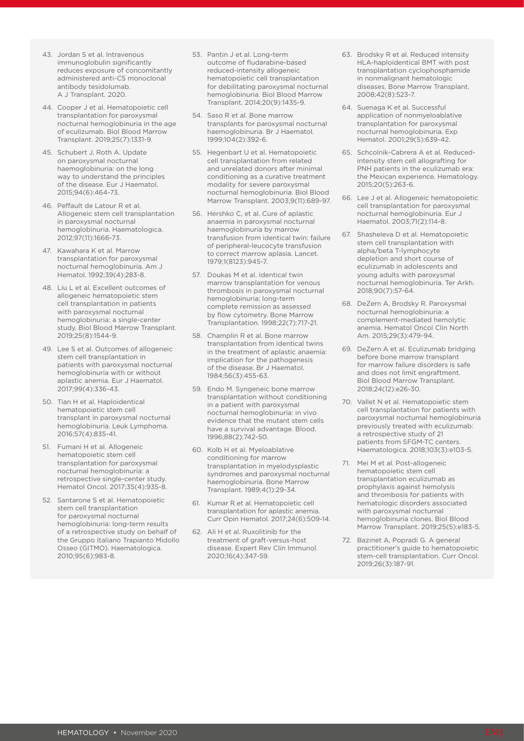43. Jordan S et al. Intravenous immunoglobulin significantly reduces exposure of concomitantly administered anti-C5 monoclonal antibody tesidolumab. A J Transplant. 2020.
44. Cooper J et al. Hematopoietic cell transplantation for paroxysmal nocturnal hemoglobinuria in the age of eculizumab. Biol Blood Marrow Transplant. 2019;25(7):1331-9.
45. Schubert J, Roth A. Update on paroxysmal nocturnal haemoglobinuria: on the long way to understand the principles of the disease. Eur J Haematol. 2015;94(6):464-73.
46. Peffault de Latour R et al. Allogeneic stem cell transplantation in paroxysmal nocturnal hemoglobinuria. Haematologica. 2012;97(11):1666-73.
47. Kawahara K et al. Marrow transplantation for paroxysmal nocturnal hemoglobinuria. Am J Hematol. 1992;39(4):283-8.
48. Liu L et al. Excellent outcomes of allogeneic hematopoietic stem cell transplantation in patients with paroxysmal nocturnal hemoglobinuria: a single-center study. Biol Blood Marrow Transplant. 2019;25(8):1544-9.
49. Lee S et al. Outcomes of allogeneic stem cell transplantation in patients with paroxysmal nocturnal hemoglobinuria with or without aplastic anemia. Eur J Haematol. 2017;99(4):336-43.
50. Tian H et al. Haploidentical hematopoietic stem cell transplant in paroxysmal nocturnal hemoglobinuria. Leuk Lymphoma. 2016;57(4):835-41.
51. Fumani H et al. Allogeneic hematopoietic stem cell transplantation for paroxysmal nocturnal hemoglobinuria: a retrospective single-center study. Hematol Oncol. 2017;35(4):935-8.
52. Santarone S et al. Hematopoietic stem cell transplantation for paroxysmal nocturnal hemoglobinuria: long-term results of a retrospective study on behalf of the Gruppo Italiano Trapianto Midollo Osseo (GITMO). Haematologica. 2010;95(6):983-8.
53. Pantin J et al. Long-term outcome of fludarabine-based reduced-intensity allogeneic hematopoietic cell transplantation for debilitating paroxysmal nocturnal hemoglobinuria. Biol Blood Marrow Transplant. 2014;20(9):1435-9.
54. Saso R et al. Bone marrow transplants for paroxysmal nocturnal haemoglobinuria. Br J Haematol. 1999;104(2):392-6.
55. Hegenbart U et al. Hematopoietic cell transplantation from related and unrelated donors after minimal conditioning as a curative treatment modality for severe paroxysmal nocturnal hemoglobinuria. Biol Blood Marrow Transplant. 2003;9(11):689-97.
56. Hershko C, et al. Cure of aplastic anaemia in paroxysmal nocturnal haemoglobinuria by marrow transfusion from identical twin: failure of peripheral-leucocyte transfusion to correct marrow aplasia. Lancet. 1979;1(8123):945-7.
57. Doukas M et al. Identical twin marrow transplantation for venous thrombosis in paroxysmal nocturnal hemoglobinuria; long-term complete remission as assessed by flow cytometry. Bone Marrow Transplantation. 1998;22(7):717-21.
58. Champlin R et al. Bone marrow transplantation from identical twins in the treatment of aplastic anaemia: implication for the pathogenesis of the disease. Br J Haematol. 1984;56(3):455-63.
59. Endo M. Syngeneic bone marrow transplantation without conditioning in a patient with paroxysmal nocturnal hemoglobinuria: in vivo evidence that the mutant stem cells have a survival advantage. Blood. 1996;88(2):742-50.
60. Kolb H et al. Myeloablative conditioning for marrow transplantation in myelodysplastic syndromes and paroxysmal nocturnal haemoglobinuria. Bone Marrow Transplant. 1989;4(1):29-34.
61. Kumar R et al. Hematopoietic cell transplantation for aplastic anemia. Curr Opin Hematol. 2017;24(6):509-14.
62. Ali H et al. Ruxolitinib for the treatment of graft-versus-host disease. Expert Rev Clin Immunol. 2020;16(4):347-59.
63. Brodsky R et al. Reduced intensity HLA-haploidentical BMT with post transplantation cyclophosphamide in nonmalignant hematologic diseases. Bone Marrow Transplant. 2008;42(8):523-7.
64. Suenaga K et al. Successful application of nonmyeloablative transplantation for paroxysmal nocturnal hemoglobinuria. Exp Hematol. 2001;29(5):639-42.
65. Schcolnik-Cabrera A et al. Reduced-intensity stem cell allografting for PNH patients in the eculizumab era: the Mexican experience. Hematology. 2015;20(5):263-6.
66. Lee J et al. Allogeneic hematopoietic cell transplantation for paroxysmal nocturnal hemoglobinuria. Eur J Haematol. 2003;71(2):114-8.
67. Shasheleva D et al. Hematopoietic stem cell transplantation with alpha/beta T-lymphocyte depletion and short course of eculizumab in adolescents and young adults with paroxysmal nocturnal hemoglobinuria. Ter Arkh. 2018;90(7):57-64.
68. DeZern A, Brodsky R. Paroxysmal nocturnal hemoglobinuria: a complement-mediated hemolytic anemia. Hematol Oncol Clin North Am. 2015;29(3):479-94.
69. DeZern A et al. Eculizumab bridging before bone marrow transplant for marrow failure disorders is safe and does not limit engraftment. Biol Blood Marrow Transplant. 2018;24(12):e26-30.
70. Vallet N et al. Hematopoietic stem cell transplantation for patients with paroxysmal nocturnal hemoglobinuria previously treated with eculizumab: a retrospective study of 21 patients from SFGM-TC centers. Haematologica. 2018;103(3):e103-5.
71. Mei M et al. Post-allogeneic hematopoietic stem cell transplantation eculizumab as prophylaxis against hemolysis and thrombosis for patients with hematologic disorders associated with paroxysmal nocturnal hemoglobinuria clones. Biol Blood Marrow Transplant. 2019;25(5):e183-5.
72. Bazinet A, Popradi G. A general practitioner's guide to hematopoietic stem-cell transplantation. Curr Oncol. 2019;26(3):187-91.